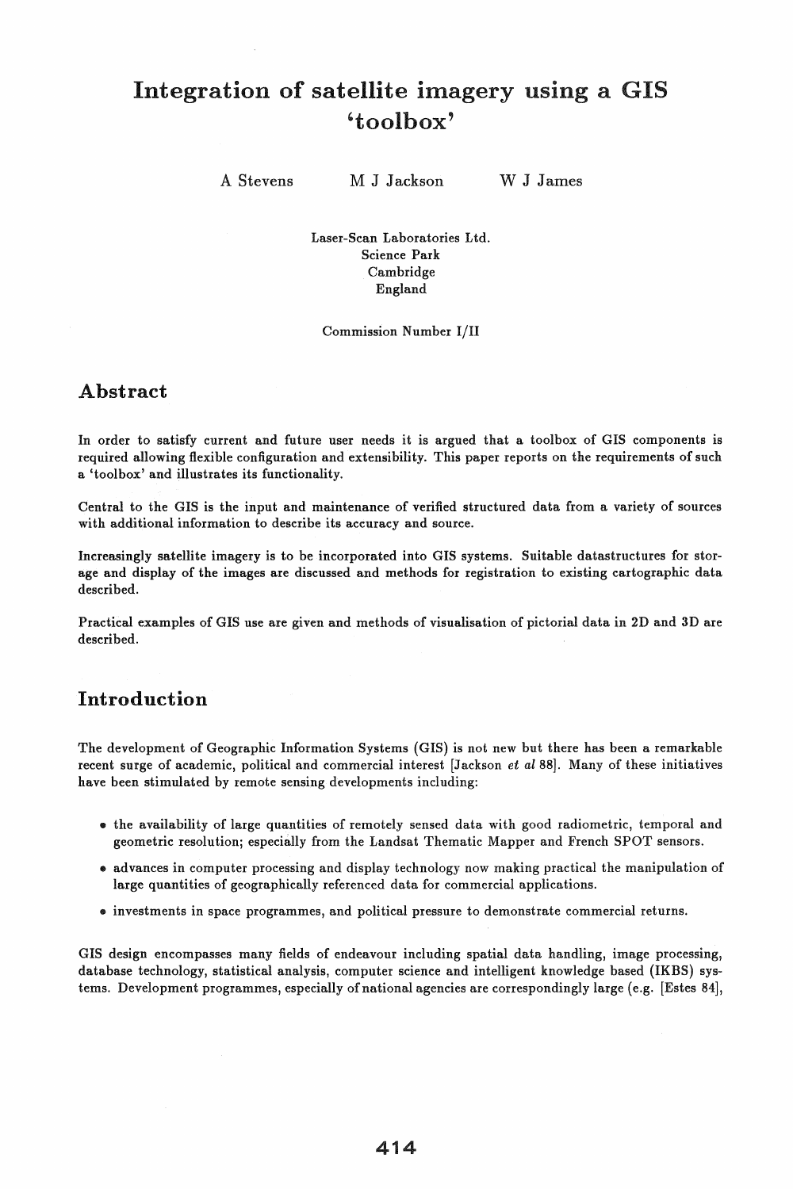# Integration of satellite imagery using a GIS 'toolbox'

A Stevens M J Jackson W J James

Laser-Scan Laboratories Ltd.
Science Park
Cambridge
England

Commission Number I/II

## Abstract

In order to satisfy current and future user needs it is argued that a toolbox of GIS components is required allowing flexible configuration and extensibility. This paper reports on the requirements of such a 'toolbox' and illustrates its functionality.

Central to the GIS is the input and maintenance of verified structured data from a variety of sources with additional information to describe its accuracy and source.

Increasingly satellite imagery is to be incorporated into GIS systems. Suitable datastructures for storage and display of the images are discussed and methods for registration to existing cartographic data described.

Practical examples of GIS use are given and methods of visualisation of pictorial data in 2D and 3D are described.

## Introduction

The development of Geographic Information Systems (GIS) is not new but there has been a remarkable recent surge of academic, political and commercial interest [Jackson *et al* 88]. Many of these initiatives have been stimulated by remote sensing developments including:

- the availability of large quantities of remotely sensed data with good radiometric, temporal and geometric resolution; especially from the Landsat Thematic Mapper and French SPOT sensors.
- advances in computer processing and display technology now making practical the manipulation of large quantities of geographically referenced data for commercial applications.
- investments in space programmes, and political pressure to demonstrate commercial returns.

GIS design encompasses many fields of endeavour including spatial data handling, image processing, database technology, statistical analysis, computer science and intelligent knowledge based (IKBS) systems. Development programmes, especially of national agencies are correspondingly large (e.g. [Estes 84],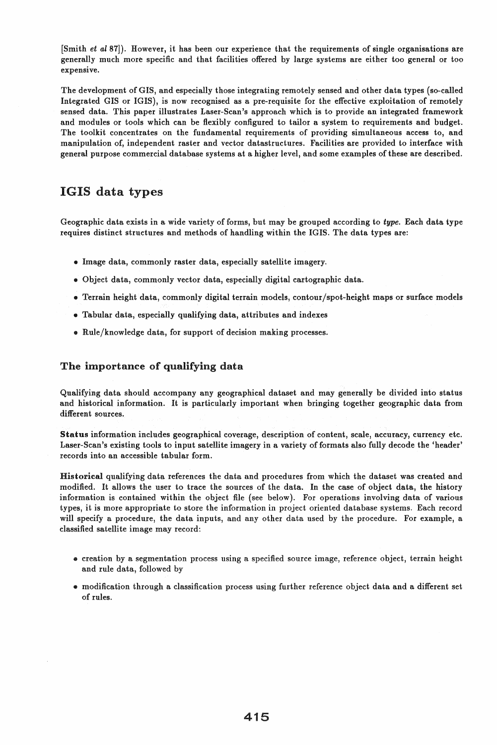[Smith *et al* 87]). However, it has been our experience that the requirements of single organisations are generally much more specific and that facilities offered by large systems are either too general or too expensive.

The development of GIS, and especially those integrating remotely sensed and other data types (so-called Integrated GIS or IGIS), is now recognised as a pre-requisite for the effective exploitation of remotely sensed data. This paper illustrates Laser-Scan's approach which is to provide an integrated framework and modules or tools which can be flexibly configured to tailor a system to requirements and budget. The toolkit concentrates on the fundamental requirements of providing simultaneous access to, and manipulation of, independent raster and vector datastructures. Facilities are provided to interface with general purpose commercial database systems at a higher level, and some examples of these are described.

## IGIS data types

Geographic data exists in a wide variety of forms, but may be grouped according to ***type***. Each data type requires distinct structures and methods of handling within the IGIS. The data types are:

- Image data, commonly raster data, especially satellite imagery.
- Object data, commonly vector data, especially digital cartographic data.
- Terrain height data, commonly digital terrain models, contour/spot-height maps or surface models
- Tabular data, especially qualifying data, attributes and indexes
- Rule/knowledge data, for support of decision making processes.

### The importance of qualifying data

Qualifying data should accompany any geographical dataset and may generally be divided into status and historical information. It is particularly important when bringing together geographic data from different sources.

**Status** information includes geographical coverage, description of content, scale, accuracy, currency etc. Laser-Scan's existing tools to input satellite imagery in a variety of formats also fully decode the 'header' records into an accessible tabular form.

**Historical** qualifying data references the data and procedures from which the dataset was created and modified. It allows the user to trace the sources of the data. In the case of object data, the history information is contained within the object file (see below). For operations involving data of various types, it is more appropriate to store the information in project oriented database systems. Each record will specify a procedure, the data inputs, and any other data used by the procedure. For example, a classified satellite image may record:

- creation by a segmentation process using a specified source image, reference object, terrain height and rule data, followed by
- modification through a classification process using further reference object data and a different set of rules.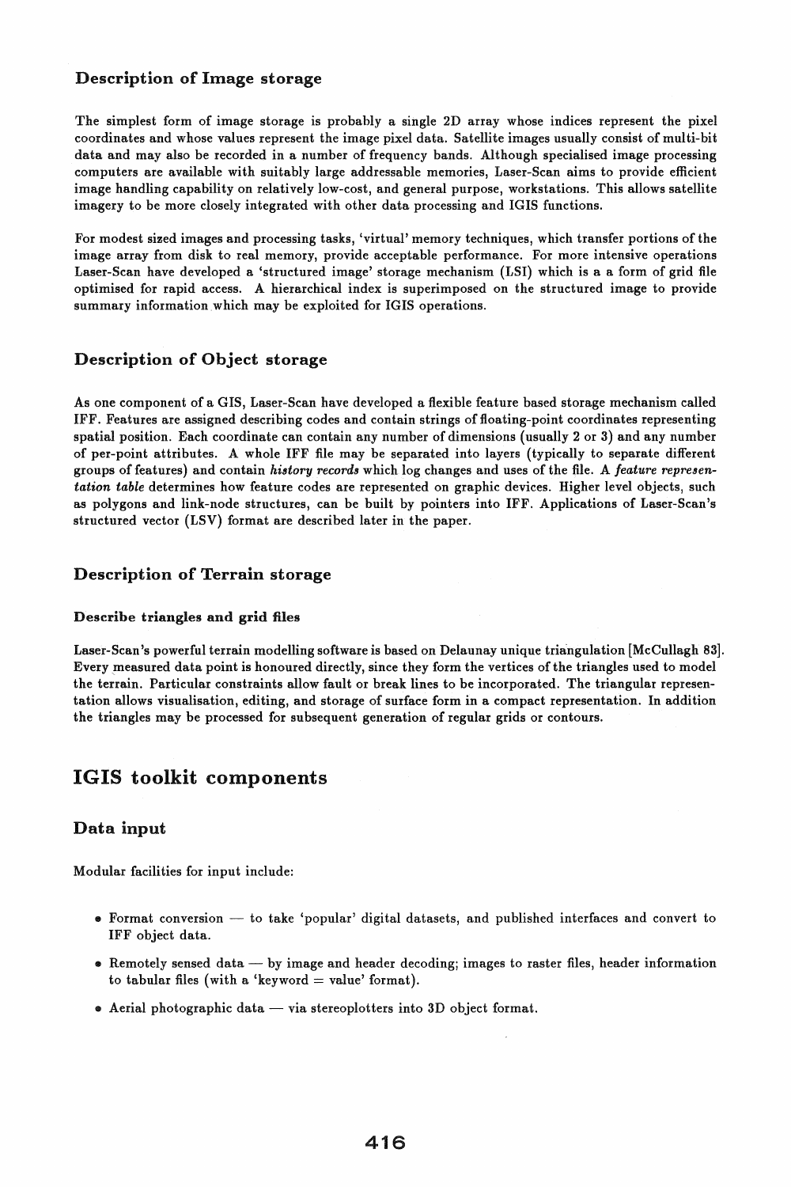### Description of Image storage

The simplest form of image storage is probably a single 2D array whose indices represent the pixel coordinates and whose values represent the image pixel data. Satellite images usually consist of multi-bit data and may also be recorded in a number of frequency bands. Although specialised image processing computers are available with suitably large addressable memories, Laser-Scan aims to provide efficient image handling capability on relatively low-cost, and general purpose, workstations. This allows satellite imagery to be more closely integrated with other data processing and IGIS functions.

For modest sized images and processing tasks, 'virtual' memory techniques, which transfer portions of the image array from disk to real memory, provide acceptable performance. For more intensive operations Laser-Scan have developed a 'structured image' storage mechanism (LSI) which is a a form of grid file optimised for rapid access. A hierarchical index is superimposed on the structured image to provide summary information which may be exploited for IGIS operations.

### Description of Object storage

As one component of a GIS, Laser-Scan have developed a flexible feature based storage mechanism called IFF. Features are assigned describing codes and contain strings of floating-point coordinates representing spatial position. Each coordinate can contain any number of dimensions (usually 2 or 3) and any number of per-point attributes. A whole IFF file may be separated into layers (typically to separate different groups of features) and contain ***history records*** which log changes and uses of the file. A ***feature representation table*** determines how feature codes are represented on graphic devices. Higher level objects, such as polygons and link-node structures, can be built by pointers into IFF. Applications of Laser-Scan's structured vector (LSV) format are described later in the paper.

### Description of Terrain storage

#### Describe triangles and grid files

Laser-Scan's powerful terrain modelling software is based on Delaunay unique triangulation [McCullagh 83]. Every measured data point is honoured directly, since they form the vertices of the triangles used to model the terrain. Particular constraints allow fault or break lines to be incorporated. The triangular representation allows visualisation, editing, and storage of surface form in a compact representation. In addition the triangles may be processed for subsequent generation of regular grids or contours.

## IGIS toolkit components

### Data input

Modular facilities for input include:

- Format conversion — to take 'popular' digital datasets, and published interfaces and convert to IFF object data.
- Remotely sensed data — by image and header decoding; images to raster files, header information to tabular files (with a 'keyword = value' format).
- Aerial photographic data — via stereoplotters into 3D object format.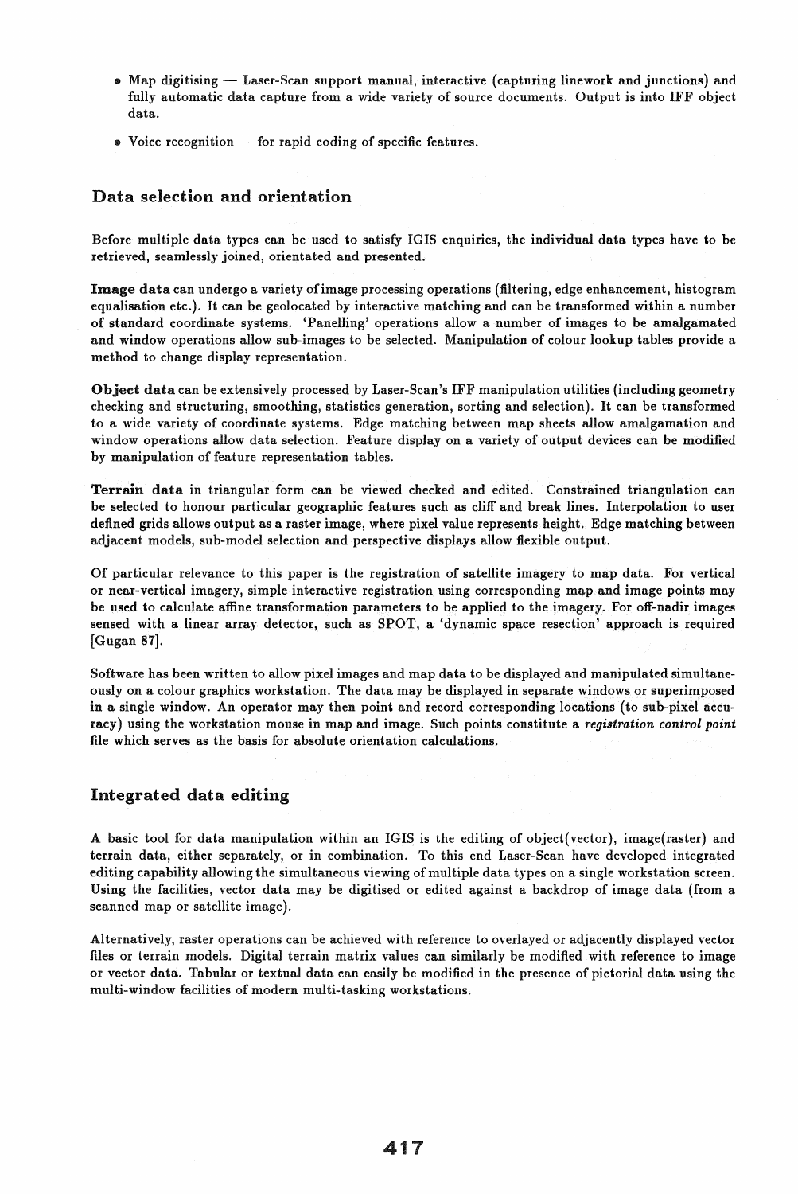- Map digitising — Laser-Scan support manual, interactive (capturing linework and junctions) and fully automatic data capture from a wide variety of source documents. Output is into IFF object data.
- Voice recognition — for rapid coding of specific features.

## Data selection and orientation

Before multiple data types can be used to satisfy IGIS enquiries, the individual data types have to be retrieved, seamlessly joined, orientated and presented.

**Image data** can undergo a variety of image processing operations (filtering, edge enhancement, histogram equalisation etc.). It can be geolocated by interactive matching and can be transformed within a number of standard coordinate systems. 'Panelling' operations allow a number of images to be amalgamated and window operations allow sub-images to be selected. Manipulation of colour lookup tables provide a method to change display representation.

**Object data** can be extensively processed by Laser-Scan's IFF manipulation utilities (including geometry checking and structuring, smoothing, statistics generation, sorting and selection). It can be transformed to a wide variety of coordinate systems. Edge matching between map sheets allow amalgamation and window operations allow data selection. Feature display on a variety of output devices can be modified by manipulation of feature representation tables.

**Terrain data** in triangular form can be viewed checked and edited. Constrained triangulation can be selected to honour particular geographic features such as cliff and break lines. Interpolation to user defined grids allows output as a raster image, where pixel value represents height. Edge matching between adjacent models, sub-model selection and perspective displays allow flexible output.

Of particular relevance to this paper is the registration of satellite imagery to map data. For vertical or near-vertical imagery, simple interactive registration using corresponding map and image points may be used to calculate affine transformation parameters to be applied to the imagery. For off-nadir images sensed with a linear array detector, such as SPOT, a 'dynamic space resection' approach is required [Gugan 87].

Software has been written to allow pixel images and map data to be displayed and manipulated simultaneously on a colour graphics workstation. The data may be displayed in separate windows or superimposed in a single window. An operator may then point and record corresponding locations (to sub-pixel accuracy) using the workstation mouse in map and image. Such points constitute a *registration control point* file which serves as the basis for absolute orientation calculations.

## Integrated data editing

A basic tool for data manipulation within an IGIS is the editing of object(vector), image(raster) and terrain data, either separately, or in combination. To this end Laser-Scan have developed integrated editing capability allowing the simultaneous viewing of multiple data types on a single workstation screen. Using the facilities, vector data may be digitised or edited against a backdrop of image data (from a scanned map or satellite image).

Alternatively, raster operations can be achieved with reference to overlayed or adjacently displayed vector files or terrain models. Digital terrain matrix values can similarly be modified with reference to image or vector data. Tabular or textual data can easily be modified in the presence of pictorial data using the multi-window facilities of modern multi-tasking workstations.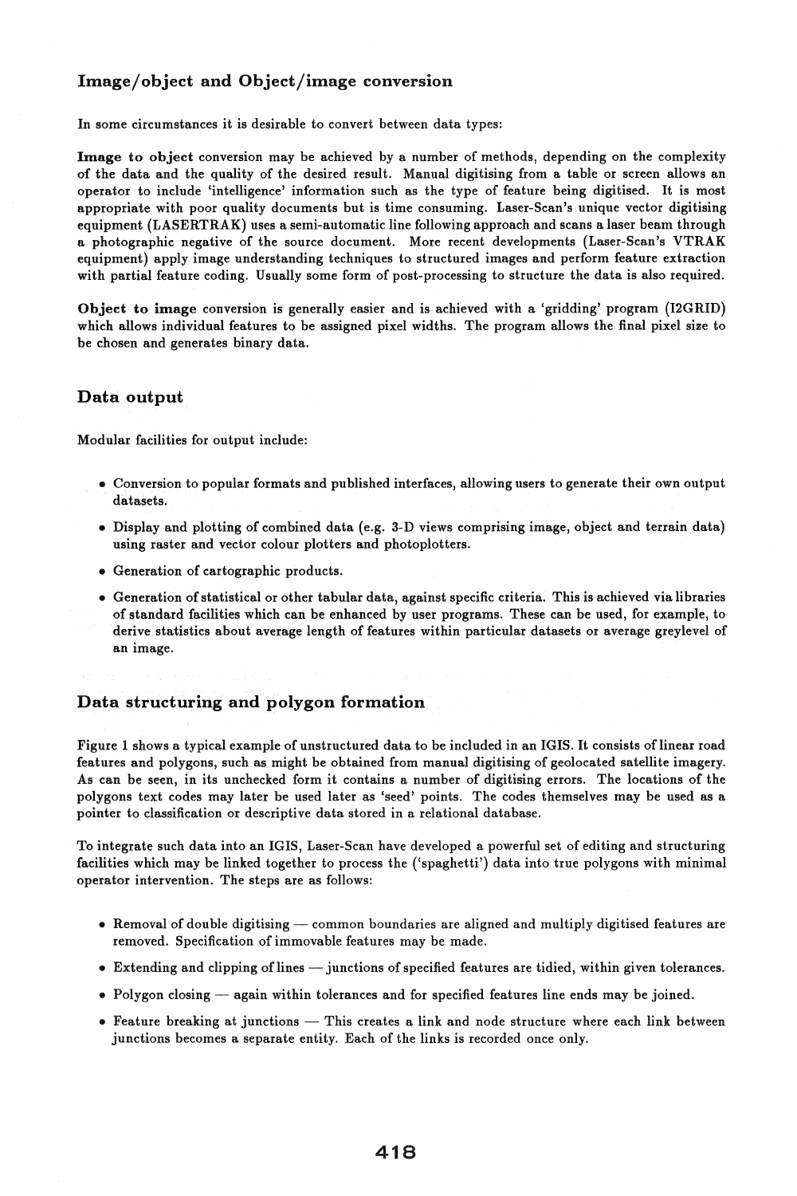## Image/object and Object/image conversion

In some circumstances it is desirable to convert between data types:

**Image to object** conversion may be achieved by a number of methods, depending on the complexity of the data and the quality of the desired result. Manual digitising from a table or screen allows an operator to include 'intelligence' information such as the type of feature being digitised. It is most appropriate with poor quality documents but is time consuming. Laser-Scan's unique vector digitising equipment (LASERTRAK) uses a semi-automatic line following approach and scans a laser beam through a photographic negative of the source document. More recent developments (Laser-Scan's VTRAK equipment) apply image understanding techniques to structured images and perform feature extraction with partial feature coding. Usually some form of post-processing to structure the data is also required.

**Object to image** conversion is generally easier and is achieved with a 'gridding' program (I2GRID) which allows individual features to be assigned pixel widths. The program allows the final pixel size to be chosen and generates binary data.

## Data output

Modular facilities for output include:

- Conversion to popular formats and published interfaces, allowing users to generate their own output datasets.
- Display and plotting of combined data (e.g. 3-D views comprising image, object and terrain data) using raster and vector colour plotters and photoplotters.
- Generation of cartographic products.
- Generation of statistical or other tabular data, against specific criteria. This is achieved via libraries of standard facilities which can be enhanced by user programs. These can be used, for example, to derive statistics about average length of features within particular datasets or average greylevel of an image.

## Data structuring and polygon formation

Figure 1 shows a typical example of unstructured data to be included in an IGIS. It consists of linear road features and polygons, such as might be obtained from manual digitising of geolocated satellite imagery. As can be seen, in its unchecked form it contains a number of digitising errors. The locations of the polygons text codes may later be used later as 'seed' points. The codes themselves may be used as a pointer to classification or descriptive data stored in a relational database.

To integrate such data into an IGIS, Laser-Scan have developed a powerful set of editing and structuring facilities which may be linked together to process the ('spaghetti') data into true polygons with minimal operator intervention. The steps are as follows:

- Removal of double digitising — common boundaries are aligned and multiply digitised features are removed. Specification of immovable features may be made.
- Extending and clipping of lines — junctions of specified features are tidied, within given tolerances.
- Polygon closing — again within tolerances and for specified features line ends may be joined.
- Feature breaking at junctions — This creates a link and node structure where each link between junctions becomes a separate entity. Each of the links is recorded once only.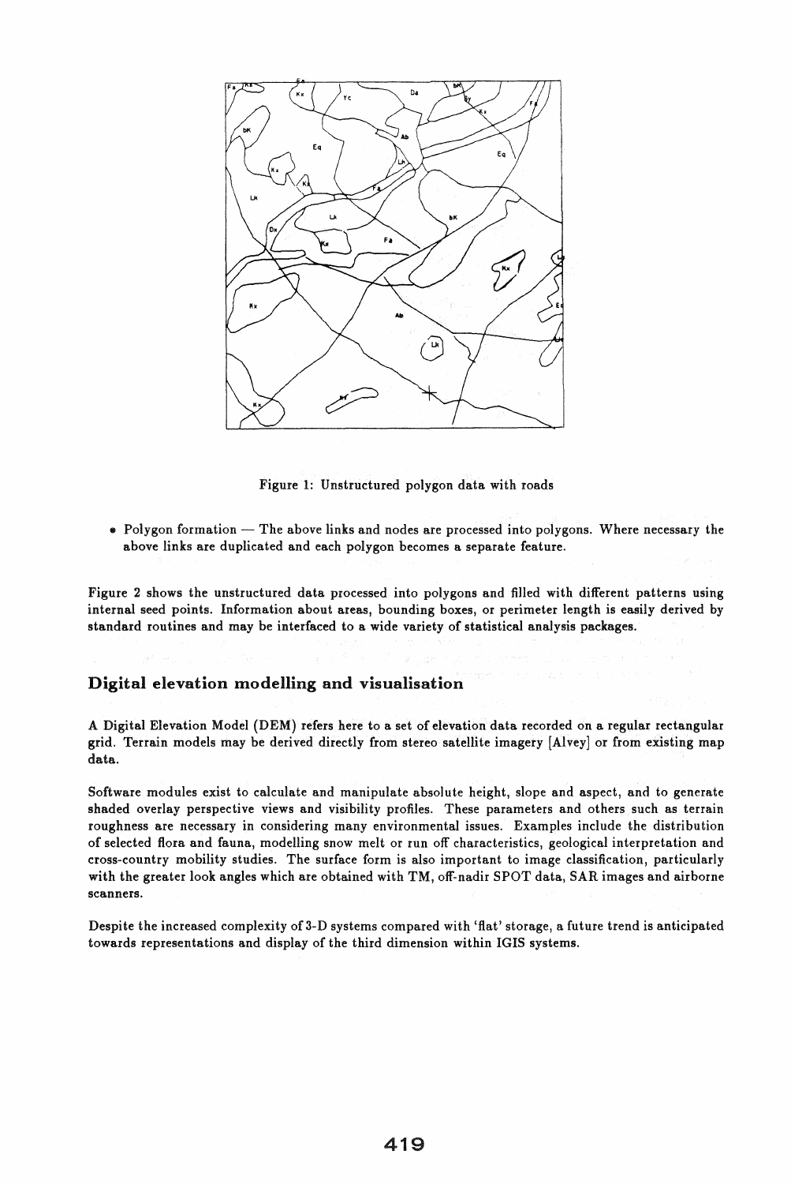Figure 1: Unstructured polygon data with roads

- Polygon formation — The above links and nodes are processed into polygons. Where necessary the above links are duplicated and each polygon becomes a separate feature.

Figure 2 shows the unstructured data processed into polygons and filled with different patterns using internal seed points. Information about areas, bounding boxes, or perimeter length is easily derived by standard routines and may be interfaced to a wide variety of statistical analysis packages.

## Digital elevation modelling and visualisation

A Digital Elevation Model (DEM) refers here to a set of elevation data recorded on a regular rectangular grid. Terrain models may be derived directly from stereo satellite imagery [Alvey] or from existing map data.

Software modules exist to calculate and manipulate absolute height, slope and aspect, and to generate shaded overlay perspective views and visibility profiles. These parameters and others such as terrain roughness are necessary in considering many environmental issues. Examples include the distribution of selected flora and fauna, modelling snow melt or run off characteristics, geological interpretation and cross-country mobility studies. The surface form is also important to image classification, particularly with the greater look angles which are obtained with TM, off-nadir SPOT data, SAR images and airborne scanners.

Despite the increased complexity of 3-D systems compared with 'flat' storage, a future trend is anticipated towards representations and display of the third dimension within IGIS systems.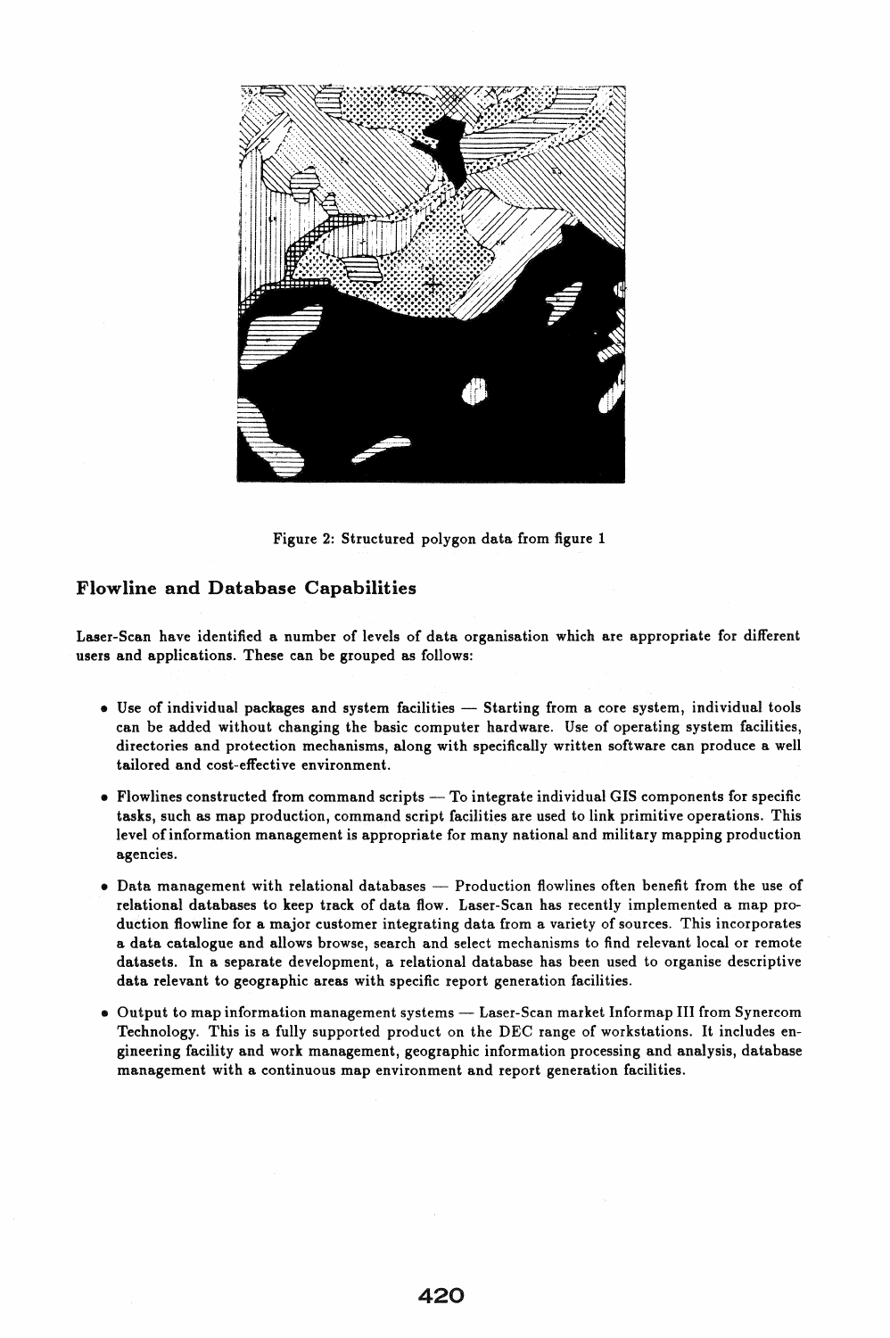Figure 2: Structured polygon data from figure 1

## Flowline and Database Capabilities

Laser-Scan have identified a number of levels of data organisation which are appropriate for different users and applications. These can be grouped as follows:

- Use of individual packages and system facilities — Starting from a core system, individual tools can be added without changing the basic computer hardware. Use of operating system facilities, directories and protection mechanisms, along with specifically written software can produce a well tailored and cost-effective environment.

- Flowlines constructed from command scripts — To integrate individual GIS components for specific tasks, such as map production, command script facilities are used to link primitive operations. This level of information management is appropriate for many national and military mapping production agencies.

- Data management with relational databases — Production flowlines often benefit from the use of relational databases to keep track of data flow. Laser-Scan has recently implemented a map production flowline for a major customer integrating data from a variety of sources. This incorporates a data catalogue and allows browse, search and select mechanisms to find relevant local or remote datasets. In a separate development, a relational database has been used to organise descriptive data relevant to geographic areas with specific report generation facilities.

- Output to map information management systems — Laser-Scan market Informap III from Synercom Technology. This is a fully supported product on the DEC range of workstations. It includes engineering facility and work management, geographic information processing and analysis, database management with a continuous map environment and report generation facilities.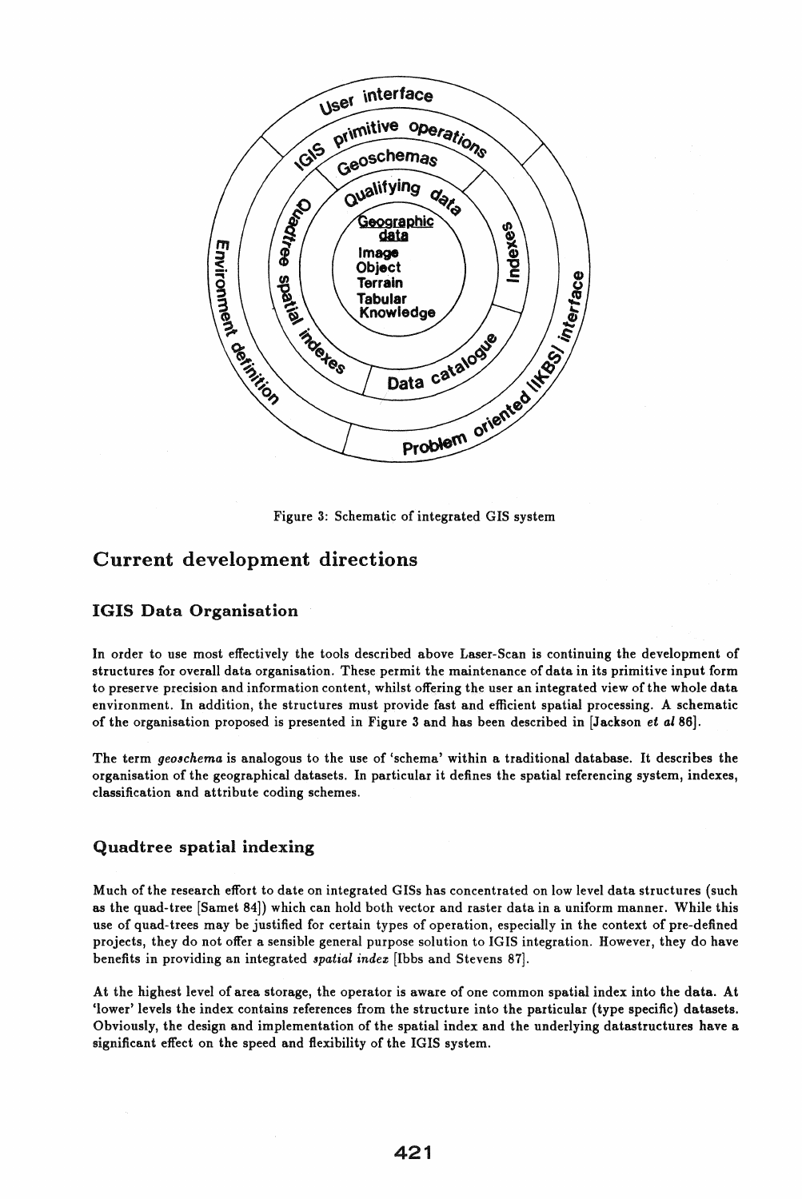User interface

IGIS primitive operations

Geoschemas

Qualifying data

Geographic data

Image
Object
Terrain
Tabular
Knowledge

Quadtree spatial indexes

Indexes

Data catalogue

Environment definition

Problem oriented (IKBS) interface

Figure 3: Schematic of integrated GIS system

## Current development directions

### IGIS Data Organisation

In order to use most effectively the tools described above Laser-Scan is continuing the development of structures for overall data organisation. These permit the maintenance of data in its primitive input form to preserve precision and information content, whilst offering the user an integrated view of the whole data environment. In addition, the structures must provide fast and efficient spatial processing. A schematic of the organisation proposed is presented in Figure 3 and has been described in [Jackson *et al* 86].

The term *geoschema* is analogous to the use of 'schema' within a traditional database. It describes the organisation of the geographical datasets. In particular it defines the spatial referencing system, indexes, classification and attribute coding schemes.

### Quadtree spatial indexing

Much of the research effort to date on integrated GISs has concentrated on low level data structures (such as the quad-tree [Samet 84]) which can hold both vector and raster data in a uniform manner. While this use of quad-trees may be justified for certain types of operation, especially in the context of pre-defined projects, they do not offer a sensible general purpose solution to IGIS integration. However, they do have benefits in providing an integrated *spatial index* [Ibbs and Stevens 87].

At the highest level of area storage, the operator is aware of one common spatial index into the data. At 'lower' levels the index contains references from the structure into the particular (type specific) datasets. Obviously, the design and implementation of the spatial index and the underlying datastructures have a significant effect on the speed and flexibility of the IGIS system.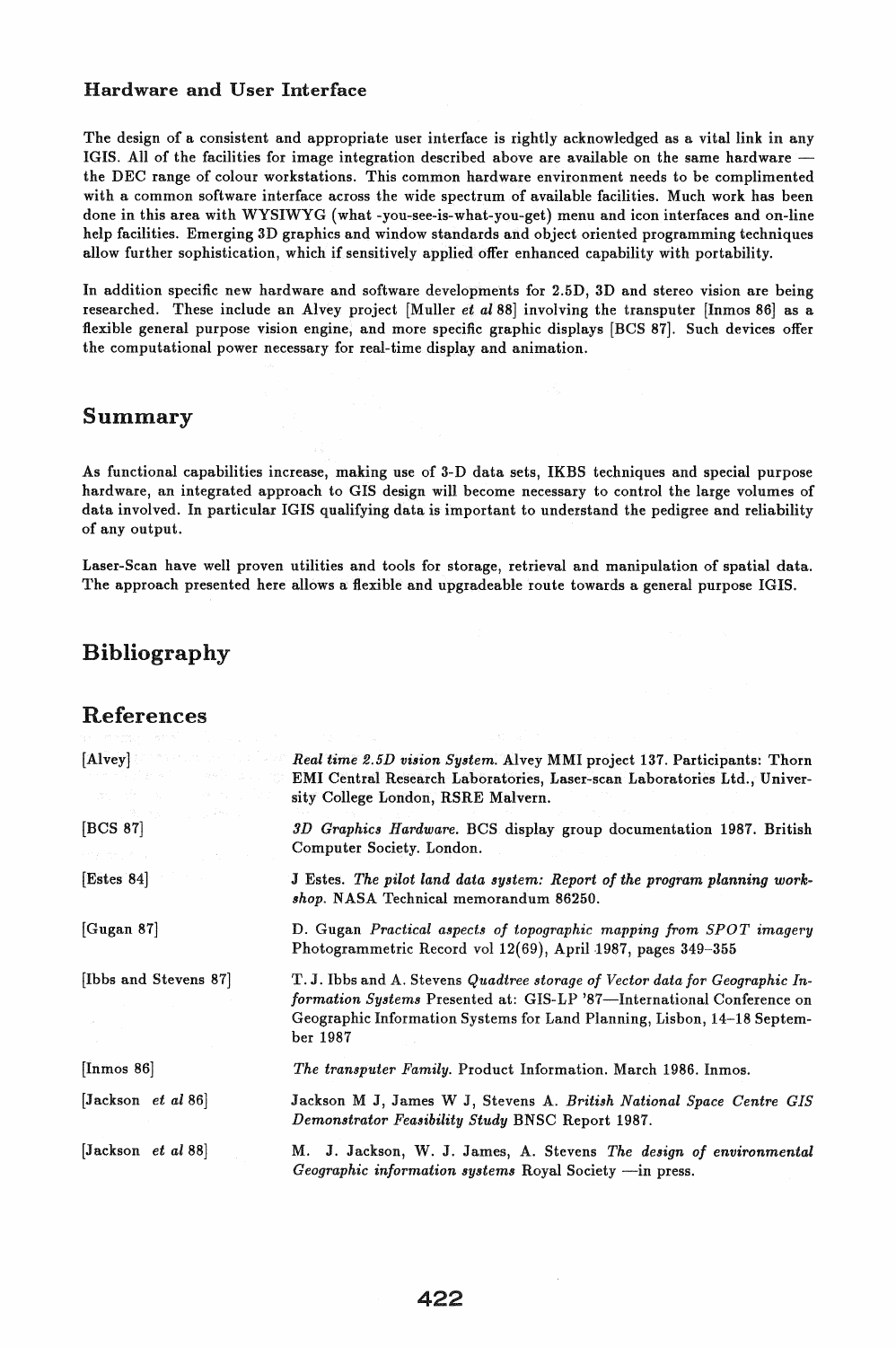### Hardware and User Interface

The design of a consistent and appropriate user interface is rightly acknowledged as a vital link in any IGIS. All of the facilities for image integration described above are available on the same hardware — the DEC range of colour workstations. This common hardware environment needs to be complimented with a common software interface across the wide spectrum of available facilities. Much work has been done in this area with WYSIWYG (what -you-see-is-what-you-get) menu and icon interfaces and on-line help facilities. Emerging 3D graphics and window standards and object oriented programming techniques allow further sophistication, which if sensitively applied offer enhanced capability with portability.

In addition specific new hardware and software developments for 2.5D, 3D and stereo vision are being researched. These include an Alvey project [Muller *et al* 88] involving the transputer [Inmos 86] as a flexible general purpose vision engine, and more specific graphic displays [BCS 87]. Such devices offer the computational power necessary for real-time display and animation.

## Summary

As functional capabilities increase, making use of 3-D data sets, IKBS techniques and special purpose hardware, an integrated approach to GIS design will become necessary to control the large volumes of data involved. In particular IGIS qualifying data is important to understand the pedigree and reliability of any output.

Laser-Scan have well proven utilities and tools for storage, retrieval and manipulation of spatial data. The approach presented here allows a flexible and upgradeable route towards a general purpose IGIS.

## Bibliography

## References

[Alvey] *Real time 2.5D vision System.* Alvey MMI project 137. Participants: Thorn EMI Central Research Laboratories, Laser-scan Laboratories Ltd., University College London, RSRE Malvern.

[BCS 87] *3D Graphics Hardware.* BCS display group documentation 1987. British Computer Society. London.

[Estes 84] J Estes. *The pilot land data system: Report of the program planning workshop.* NASA Technical memorandum 86250.

[Gugan 87] D. Gugan *Practical aspects of topographic mapping from SPOT imagery* Photogrammetric Record vol 12(69), April 1987, pages 349–355

[Ibbs and Stevens 87] T. J. Ibbs and A. Stevens *Quadtree storage of Vector data for Geographic Information Systems* Presented at: GIS-LP '87—International Conference on Geographic Information Systems for Land Planning, Lisbon, 14–18 September 1987

[Inmos 86] *The transputer Family.* Product Information. March 1986. Inmos.

[Jackson *et al* 86] Jackson M J, James W J, Stevens A. *British National Space Centre GIS Demonstrator Feasibility Study* BNSC Report 1987.

[Jackson *et al* 88] M. J. Jackson, W. J. James, A. Stevens *The design of environmental Geographic information systems* Royal Society —in press.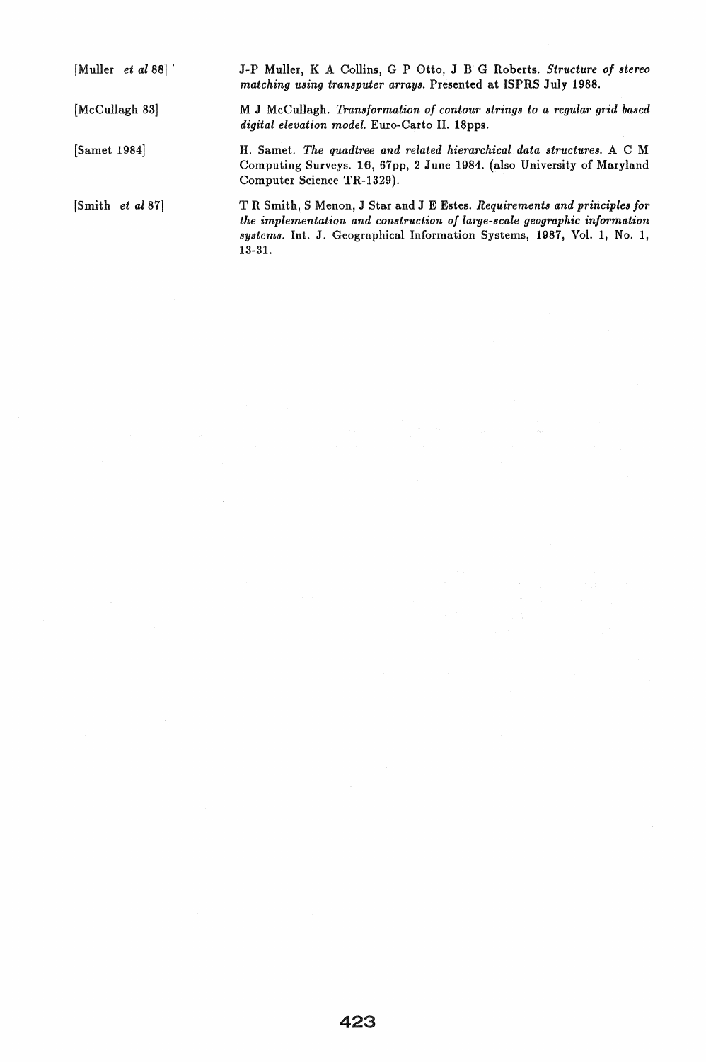[Muller *et al* 88] J-P Muller, K A Collins, G P Otto, J B G Roberts. *Structure of stereo matching using transputer arrays.* Presented at ISPRS July 1988.

[McCullagh 83] M J McCullagh. *Transformation of contour strings to a regular grid based digital elevation model.* Euro-Carto II. 18pps.

[Samet 1984] H. Samet. *The quadtree and related hierarchical data structures.* A C M Computing Surveys. **16**, 67pp, 2 June 1984. (also University of Maryland Computer Science TR-1329).

[Smith *et al* 87] T R Smith, S Menon, J Star and J E Estes. *Requirements and principles for the implementation and construction of large-scale geographic information systems.* Int. J. Geographical Information Systems, 1987, Vol. 1, No. 1, 13-31.